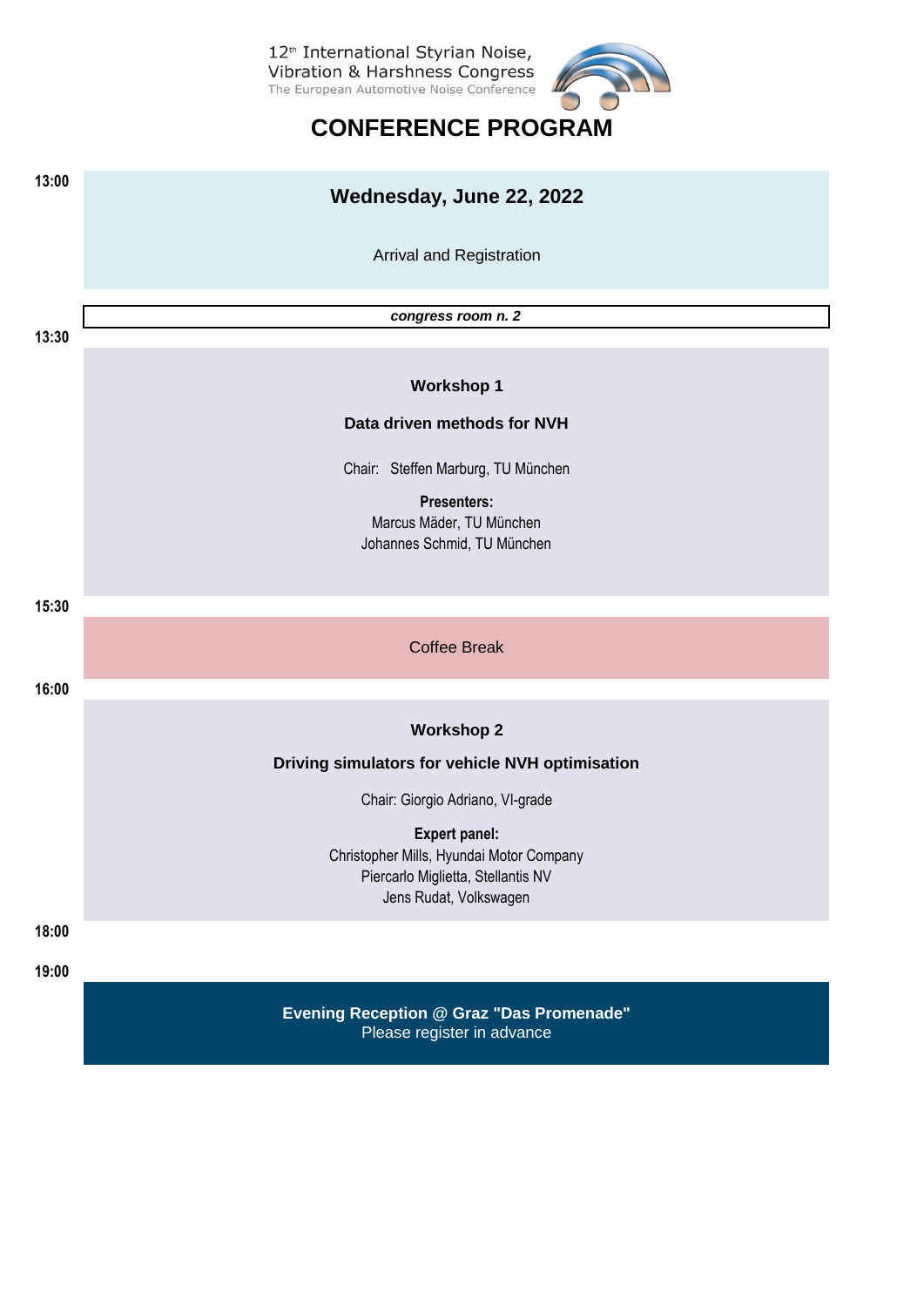12th International Styrian Noise, Vibration & Harshness Congress
The European Automotive Noise Conference

# CONFERENCE PROGRAM

**13:00**

## Wednesday, June 22, 2022

Arrival and Registration

***congress room n. 2***

**13:30**

**Workshop 1**

**Data driven methods for NVH**

Chair: Steffen Marburg, TU München

**Presenters:**
Marcus Mäder, TU München
Johannes Schmid, TU München

**15:30**

Coffee Break

**16:00**

**Workshop 2**

**Driving simulators for vehicle NVH optimisation**

Chair: Giorgio Adriano, VI-grade

**Expert panel:**
Christopher Mills, Hyundai Motor Company
Piercarlo Miglietta, Stellantis NV
Jens Rudat, Volkswagen

**18:00**

**19:00**

**Evening Reception @ Graz "Das Promenade"**
Please register in advance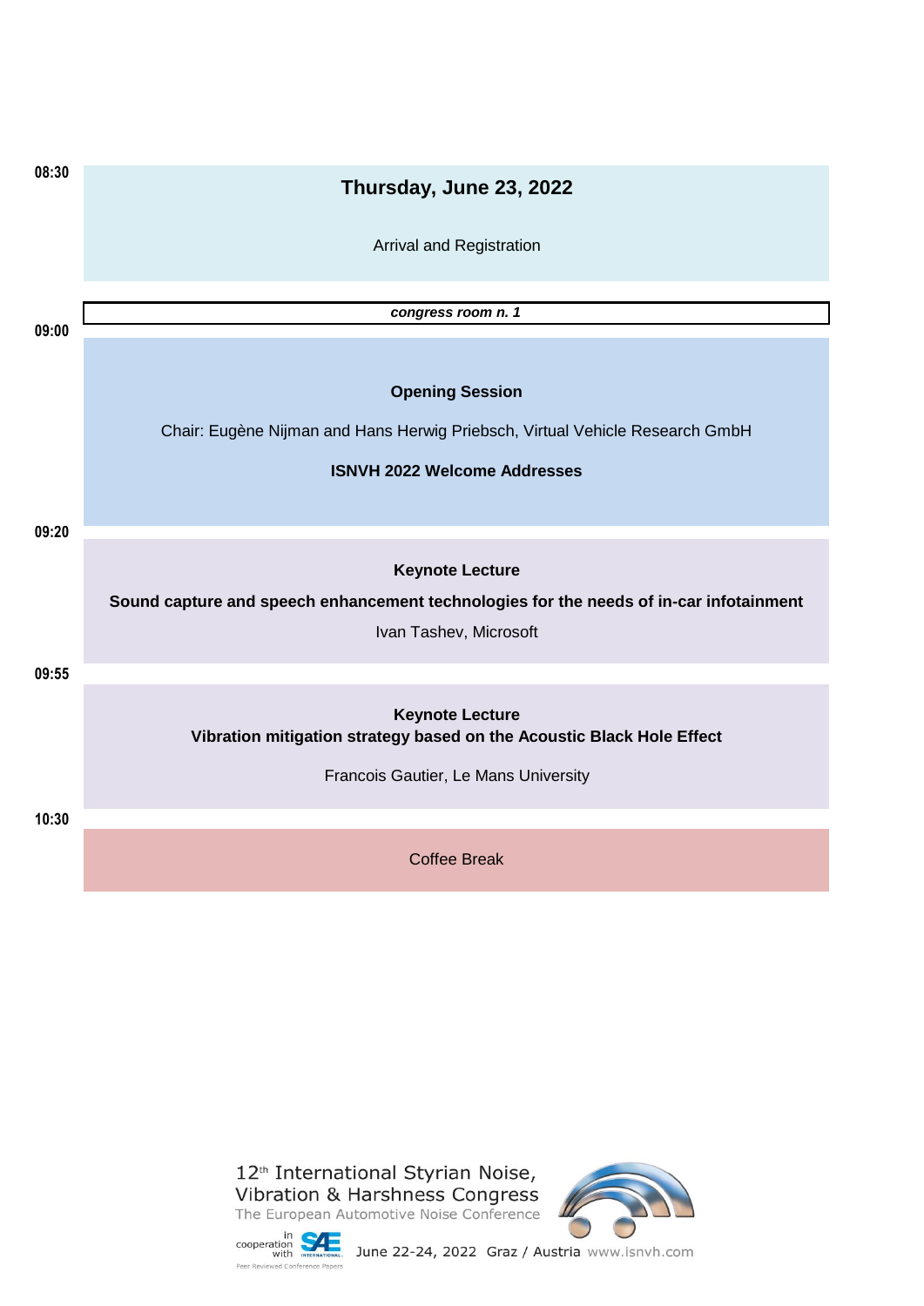08:30

## Thursday, June 23, 2022

Arrival and Registration

*congress room n. 1*

09:00

**Opening Session**

Chair: Eugène Nijman and Hans Herwig Priebsch, Virtual Vehicle Research GmbH

**ISNVH 2022 Welcome Addresses**

09:20

**Keynote Lecture**

**Sound capture and speech enhancement technologies for the needs of in-car infotainment**

Ivan Tashev, Microsoft

09:55

**Keynote Lecture**

**Vibration mitigation strategy based on the Acoustic Black Hole Effect**

Francois Gautier, Le Mans University

10:30

Coffee Break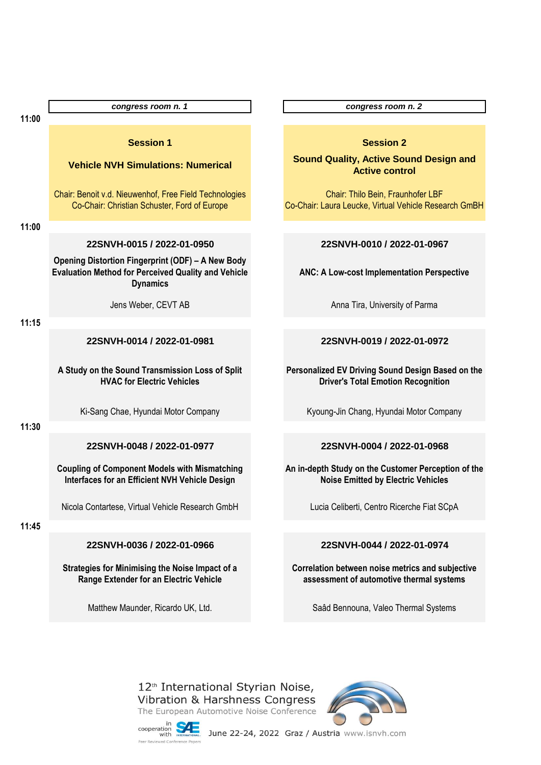| | *congress room n. 1* | *congress room n. 2* |
|---|---|---|
| **11:00** | **Session 1**<br><br>**Vehicle NVH Simulations: Numerical**<br><br>Chair: Benoit v.d. Nieuwenhof, Free Field Technologies<br>Co-Chair: Christian Schuster, Ford of Europe | **Session 2**<br><br>**Sound Quality, Active Sound Design and Active control**<br><br>Chair: Thilo Bein, Fraunhofer LBF<br>Co-Chair: Laura Leucke, Virtual Vehicle Research GmbH |
| **11:00** | **22SNVH-0015 / 2022-01-0950**<br><br>**Opening Distortion Fingerprint (ODF) – A New Body Evaluation Method for Perceived Quality and Vehicle Dynamics**<br><br>Jens Weber, CEVT AB | **22SNVH-0010 / 2022-01-0967**<br><br>**ANC: A Low-cost Implementation Perspective**<br><br>Anna Tira, University of Parma |
| **11:15** | **22SNVH-0014 / 2022-01-0981**<br><br>**A Study on the Sound Transmission Loss of Split HVAC for Electric Vehicles**<br><br>Ki-Sang Chae, Hyundai Motor Company | **22SNVH-0019 / 2022-01-0972**<br><br>**Personalized EV Driving Sound Design Based on the Driver's Total Emotion Recognition**<br><br>Kyoung-Jin Chang, Hyundai Motor Company |
| **11:30** | **22SNVH-0048 / 2022-01-0977**<br><br>**Coupling of Component Models with Mismatching Interfaces for an Efficient NVH Vehicle Design**<br><br>Nicola Contartese, Virtual Vehicle Research GmbH | **22SNVH-0004 / 2022-01-0968**<br><br>**An in-depth Study on the Customer Perception of the Noise Emitted by Electric Vehicles**<br><br>Lucia Celiberti, Centro Ricerche Fiat SCpA |
| **11:45** | **22SNVH-0036 / 2022-01-0966**<br><br>**Strategies for Minimising the Noise Impact of a Range Extender for an Electric Vehicle**<br><br>Matthew Maunder, Ricardo UK, Ltd. | **22SNVH-0044 / 2022-01-0974**<br><br>**Correlation between noise metrics and subjective assessment of automotive thermal systems**<br><br>Saâd Bennouna, Valeo Thermal Systems |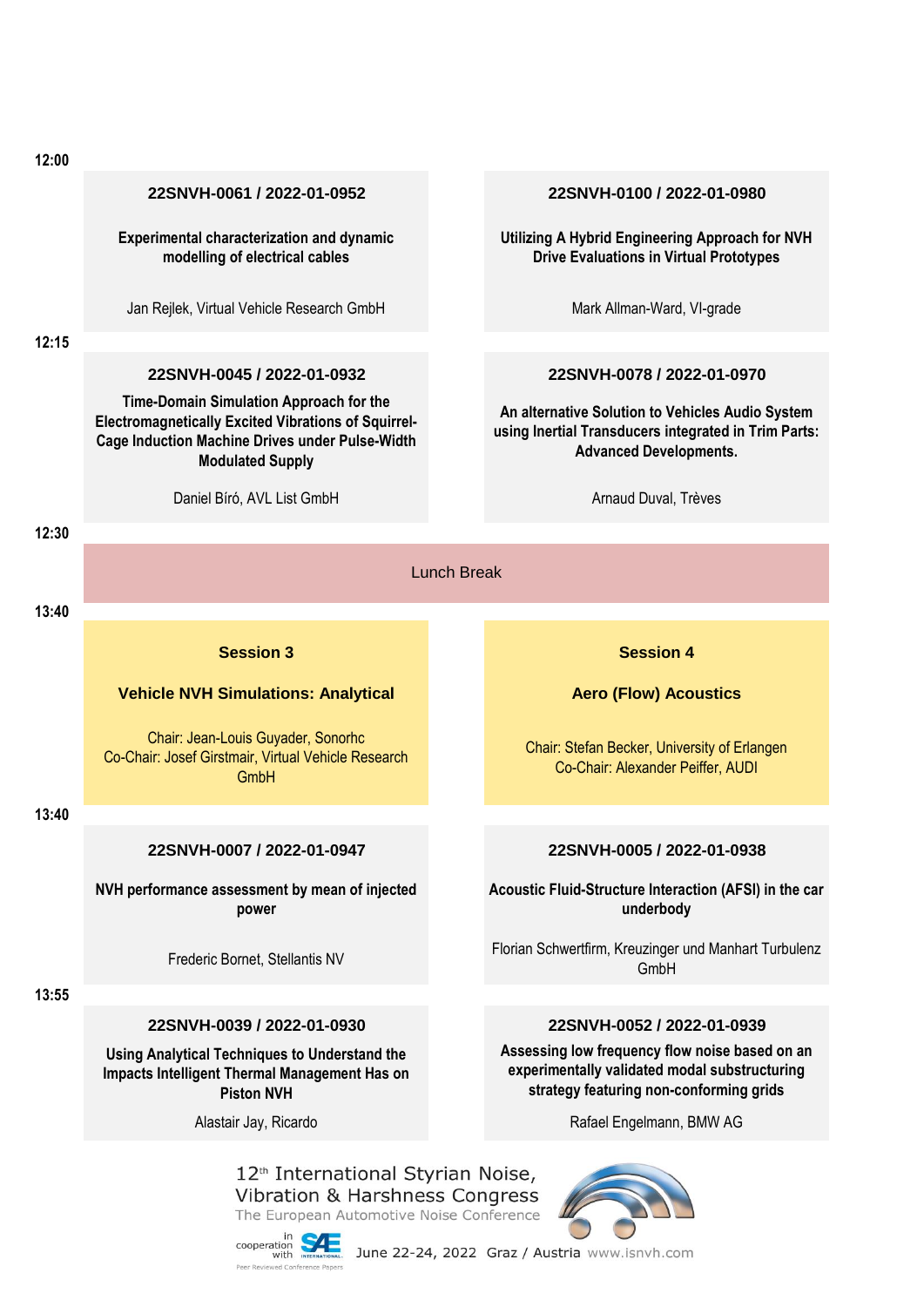**12:00**

**22SNVH-0061 / 2022-01-0952**

**Experimental characterization and dynamic modelling of electrical cables**

Jan Rejlek, Virtual Vehicle Research GmbH

**22SNVH-0100 / 2022-01-0980**

**Utilizing A Hybrid Engineering Approach for NVH Drive Evaluations in Virtual Prototypes**

Mark Allman-Ward, VI-grade

**12:15**

**22SNVH-0045 / 2022-01-0932**

**Time-Domain Simulation Approach for the Electromagnetically Excited Vibrations of Squirrel-Cage Induction Machine Drives under Pulse-Width Modulated Supply**

Daniel Bíró, AVL List GmbH

**22SNVH-0078 / 2022-01-0970**

**An alternative Solution to Vehicles Audio System using Inertial Transducers integrated in Trim Parts: Advanced Developments.**

Arnaud Duval, Trèves

**12:30**

Lunch Break

**13:40**

**Session 3**

**Vehicle NVH Simulations: Analytical**

Chair: Jean-Louis Guyader, Sonorhc
Co-Chair: Josef Girstmair, Virtual Vehicle Research GmbH

**Session 4**

**Aero (Flow) Acoustics**

Chair: Stefan Becker, University of Erlangen
Co-Chair: Alexander Peiffer, AUDI

**13:40**

**22SNVH-0007 / 2022-01-0947**

**NVH performance assessment by mean of injected power**

Frederic Bornet, Stellantis NV

**22SNVH-0005 / 2022-01-0938**

**Acoustic Fluid-Structure Interaction (AFSI) in the car underbody**

Florian Schwertfirm, Kreuzinger und Manhart Turbulenz GmbH

**13:55**

**22SNVH-0039 / 2022-01-0930**

**Using Analytical Techniques to Understand the Impacts Intelligent Thermal Management Has on Piston NVH**

Alastair Jay, Ricardo

**22SNVH-0052 / 2022-01-0939**

**Assessing low frequency flow noise based on an experimentally validated modal substructuring strategy featuring non-conforming grids**

Rafael Engelmann, BMW AG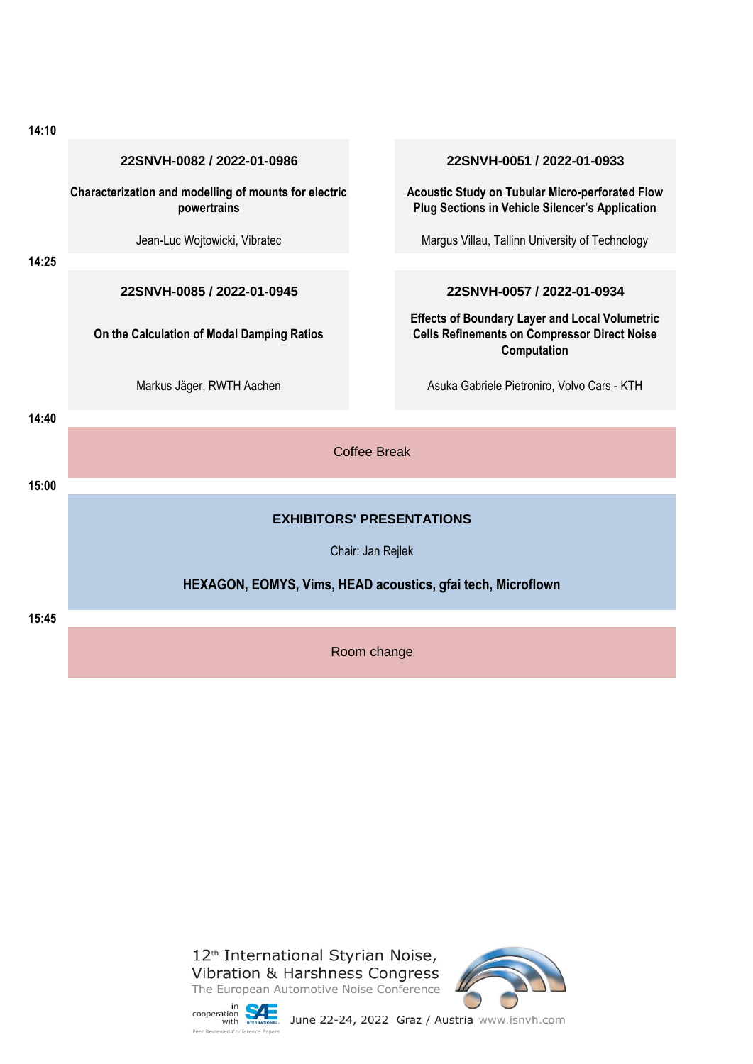**14:10**

| | |
|---|---|
| **22SNVH-0082 / 2022-01-0986**<br><br>**Characterization and modelling of mounts for electric powertrains**<br><br>Jean-Luc Wojtowicki, Vibratec | **22SNVH-0051 / 2022-01-0933**<br><br>**Acoustic Study on Tubular Micro-perforated Flow Plug Sections in Vehicle Silencer's Application**<br><br>Margus Villau, Tallinn University of Technology |

**14:25**

| | |
|---|---|
| **22SNVH-0085 / 2022-01-0945**<br><br>**On the Calculation of Modal Damping Ratios**<br><br>Markus Jäger, RWTH Aachen | **22SNVH-0057 / 2022-01-0934**<br><br>**Effects of Boundary Layer and Local Volumetric Cells Refinements on Compressor Direct Noise Computation**<br><br>Asuka Gabriele Pietroniro, Volvo Cars - KTH |

**14:40**

Coffee Break

**15:00**

**EXHIBITORS' PRESENTATIONS**

Chair: Jan Rejlek

**HEXAGON, EOMYS, Vims, HEAD acoustics, gfai tech, Microflown**

**15:45**

Room change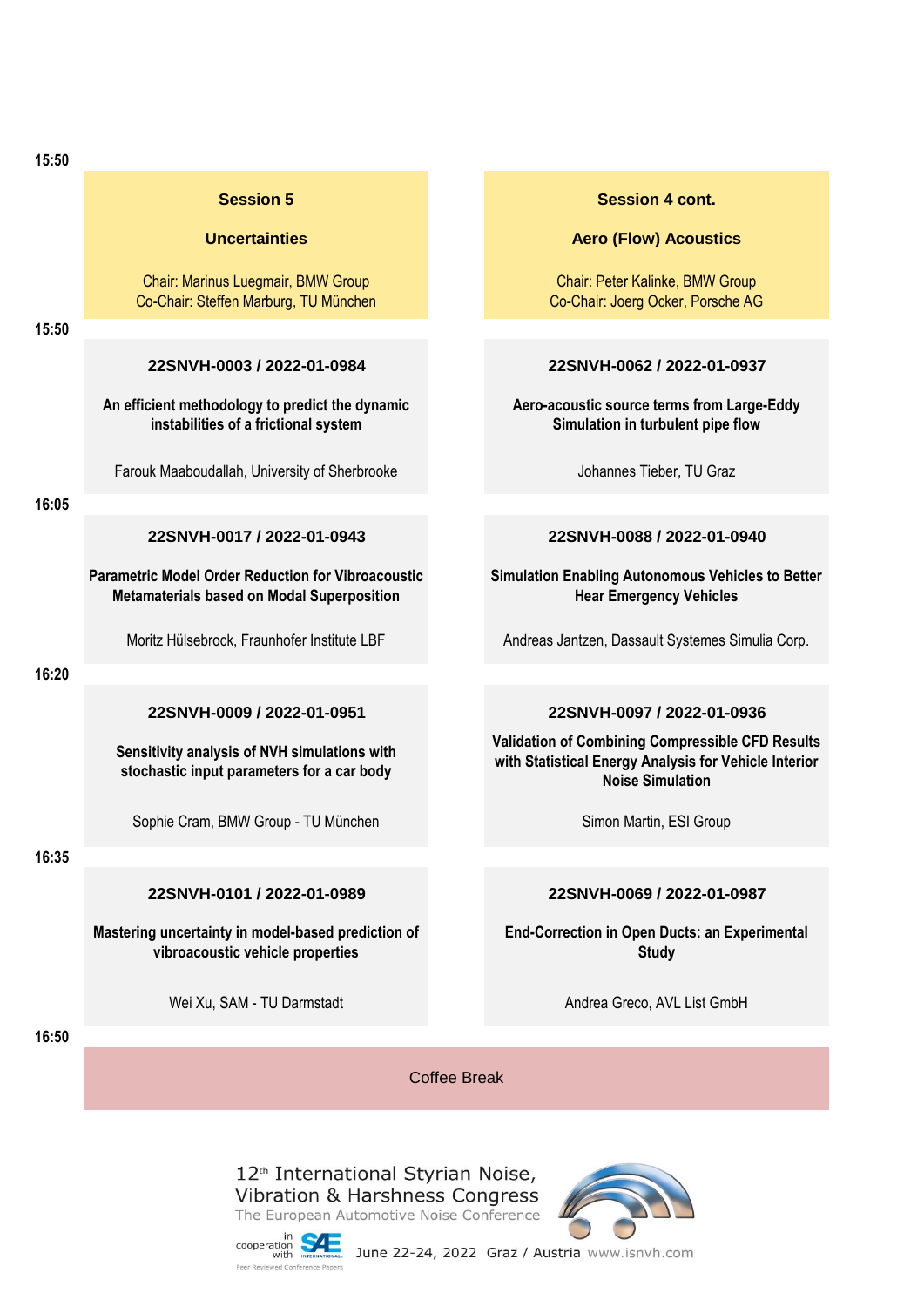| Time | Session 5 | Session 4 cont. |
|---|---|---|
| 15:50 | **Session 5**<br>**Uncertainties**<br>Chair: Marinus Luegmair, BMW Group<br>Co-Chair: Steffen Marburg, TU München | **Session 4 cont.**<br>**Aero (Flow) Acoustics**<br>Chair: Peter Kalinke, BMW Group<br>Co-Chair: Joerg Ocker, Porsche AG |
| 15:50 | **22SNVH-0003 / 2022-01-0984**<br>**An efficient methodology to predict the dynamic instabilities of a frictional system**<br>Farouk Maaboudallah, University of Sherbrooke | **22SNVH-0062 / 2022-01-0937**<br>**Aero-acoustic source terms from Large-Eddy Simulation in turbulent pipe flow**<br>Johannes Tieber, TU Graz |
| 16:05 | **22SNVH-0017 / 2022-01-0943**<br>**Parametric Model Order Reduction for Vibroacoustic Metamaterials based on Modal Superposition**<br>Moritz Hülsebrock, Fraunhofer Institute LBF | **22SNVH-0088 / 2022-01-0940**<br>**Simulation Enabling Autonomous Vehicles to Better Hear Emergency Vehicles**<br>Andreas Jantzen, Dassault Systemes Simulia Corp. |
| 16:20 | **22SNVH-0009 / 2022-01-0951**<br>**Sensitivity analysis of NVH simulations with stochastic input parameters for a car body**<br>Sophie Cram, BMW Group - TU München | **22SNVH-0097 / 2022-01-0936**<br>**Validation of Combining Compressible CFD Results with Statistical Energy Analysis for Vehicle Interior Noise Simulation**<br>Simon Martin, ESI Group |
| 16:35 | **22SNVH-0101 / 2022-01-0989**<br>**Mastering uncertainty in model-based prediction of vibroacoustic vehicle properties**<br>Wei Xu, SAM - TU Darmstadt | **22SNVH-0069 / 2022-01-0987**<br>**End-Correction in Open Ducts: an Experimental Study**<br>Andrea Greco, AVL List GmbH |
| 16:50 | Coffee Break | |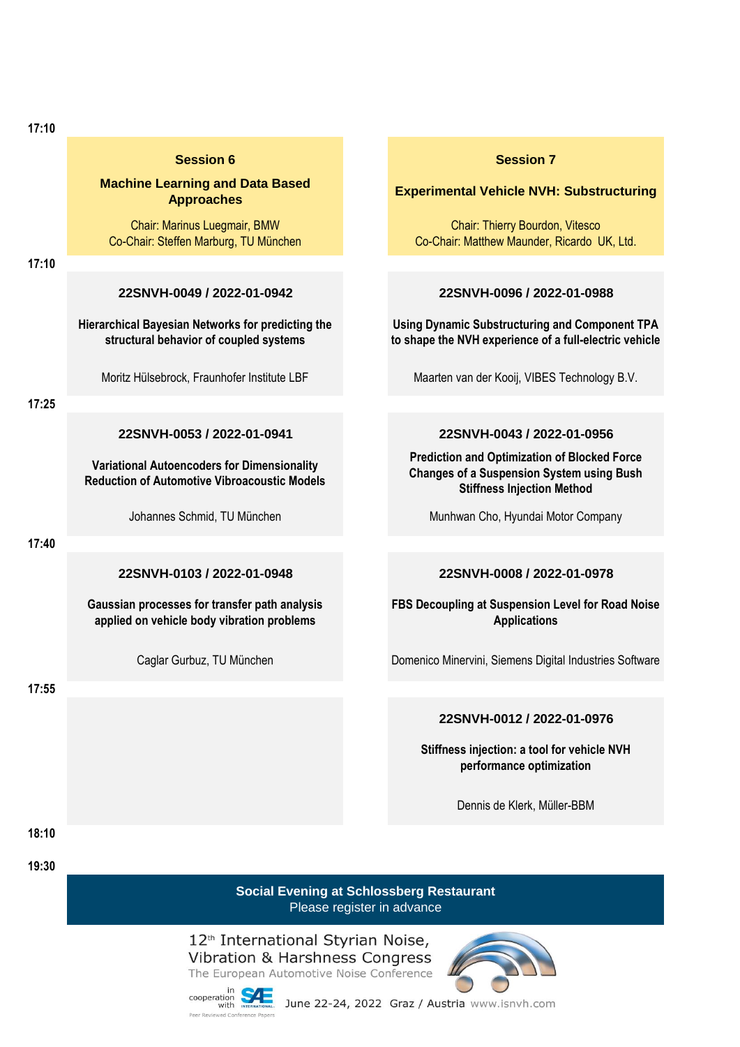| Time | Session 6 | Session 7 |
|---|---|---|
| 17:10 | **Session 6**<br>**Machine Learning and Data Based Approaches**<br>Chair: Marinus Luegmair, BMW<br>Co-Chair: Steffen Marburg, TU München | **Session 7**<br>**Experimental Vehicle NVH: Substructuring**<br>Chair: Thierry Bourdon, Vitesco<br>Co-Chair: Matthew Maunder, Ricardo UK, Ltd. |
| 17:10 | **22SNVH-0049 / 2022-01-0942**<br>**Hierarchical Bayesian Networks for predicting the structural behavior of coupled systems**<br>Moritz Hülsebrock, Fraunhofer Institute LBF | **22SNVH-0096 / 2022-01-0988**<br>**Using Dynamic Substructuring and Component TPA to shape the NVH experience of a full-electric vehicle**<br>Maarten van der Kooij, VIBES Technology B.V. |
| 17:25 | **22SNVH-0053 / 2022-01-0941**<br>**Variational Autoencoders for Dimensionality Reduction of Automotive Vibroacoustic Models**<br>Johannes Schmid, TU München | **22SNVH-0043 / 2022-01-0956**<br>**Prediction and Optimization of Blocked Force Changes of a Suspension System using Bush Stiffness Injection Method**<br>Munhwan Cho, Hyundai Motor Company |
| 17:40 | **22SNVH-0103 / 2022-01-0948**<br>**Gaussian processes for transfer path analysis applied on vehicle body vibration problems**<br>Caglar Gurbuz, TU München | **22SNVH-0008 / 2022-01-0978**<br>**FBS Decoupling at Suspension Level for Road Noise Applications**<br>Domenico Minervini, Siemens Digital Industries Software |
| 17:55 | | **22SNVH-0012 / 2022-01-0976**<br>**Stiffness injection: a tool for vehicle NVH performance optimization**<br>Dennis de Klerk, Müller-BBM |
| 18:10 | | |

**19:30**

**Social Evening at Schlossberg Restaurant**
Please register in advance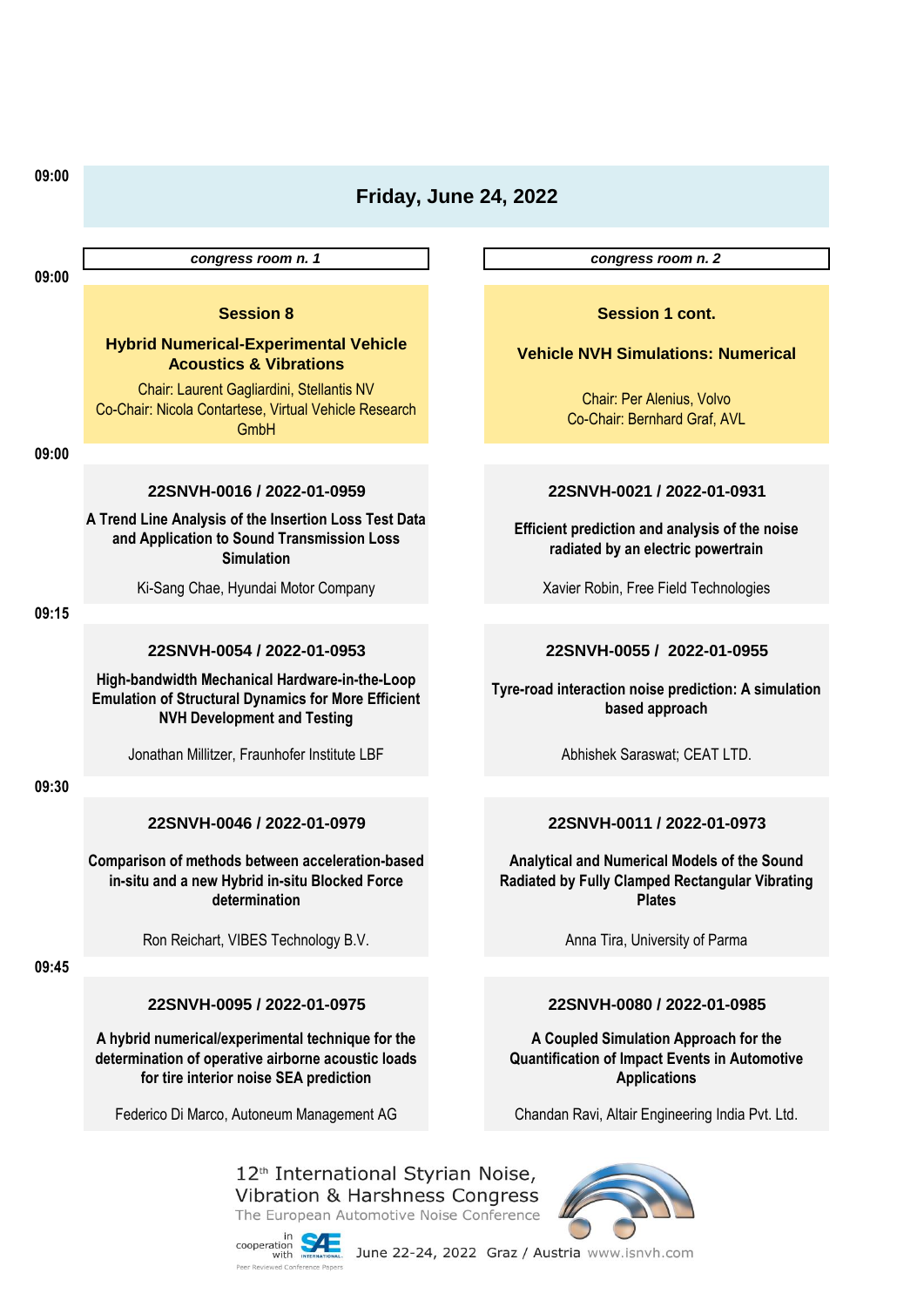## Friday, June 24, 2022

| Time | congress room n. 1 | congress room n. 2 |
| --- | --- | --- |
| 09:00 | **Session 8**<br>**Hybrid Numerical-Experimental Vehicle Acoustics & Vibrations**<br>Chair: Laurent Gagliardini, Stellantis NV<br>Co-Chair: Nicola Contartese, Virtual Vehicle Research GmbH | **Session 1 cont.**<br>**Vehicle NVH Simulations: Numerical**<br>Chair: Per Alenius, Volvo<br>Co-Chair: Bernhard Graf, AVL |
| 09:00 | **22SNVH-0016 / 2022-01-0959**<br>**A Trend Line Analysis of the Insertion Loss Test Data and Application to Sound Transmission Loss Simulation**<br>Ki-Sang Chae, Hyundai Motor Company | **22SNVH-0021 / 2022-01-0931**<br>**Efficient prediction and analysis of the noise radiated by an electric powertrain**<br>Xavier Robin, Free Field Technologies |
| 09:15 | **22SNVH-0054 / 2022-01-0953**<br>**High-bandwidth Mechanical Hardware-in-the-Loop Emulation of Structural Dynamics for More Efficient NVH Development and Testing**<br>Jonathan Millitzer, Fraunhofer Institute LBF | **22SNVH-0055 / 2022-01-0955**<br>**Tyre-road interaction noise prediction: A simulation based approach**<br>Abhishek Saraswat; CEAT LTD. |
| 09:30 | **22SNVH-0046 / 2022-01-0979**<br>**Comparison of methods between acceleration-based in-situ and a new Hybrid in-situ Blocked Force determination**<br>Ron Reichart, VIBES Technology B.V. | **22SNVH-0011 / 2022-01-0973**<br>**Analytical and Numerical Models of the Sound Radiated by Fully Clamped Rectangular Vibrating Plates**<br>Anna Tira, University of Parma |
| 09:45 | **22SNVH-0095 / 2022-01-0975**<br>**A hybrid numerical/experimental technique for the determination of operative airborne acoustic loads for tire interior noise SEA prediction**<br>Federico Di Marco, Autoneum Management AG | **22SNVH-0080 / 2022-01-0985**<br>**A Coupled Simulation Approach for the Quantification of Impact Events in Automotive Applications**<br>Chandan Ravi, Altair Engineering India Pvt. Ltd. |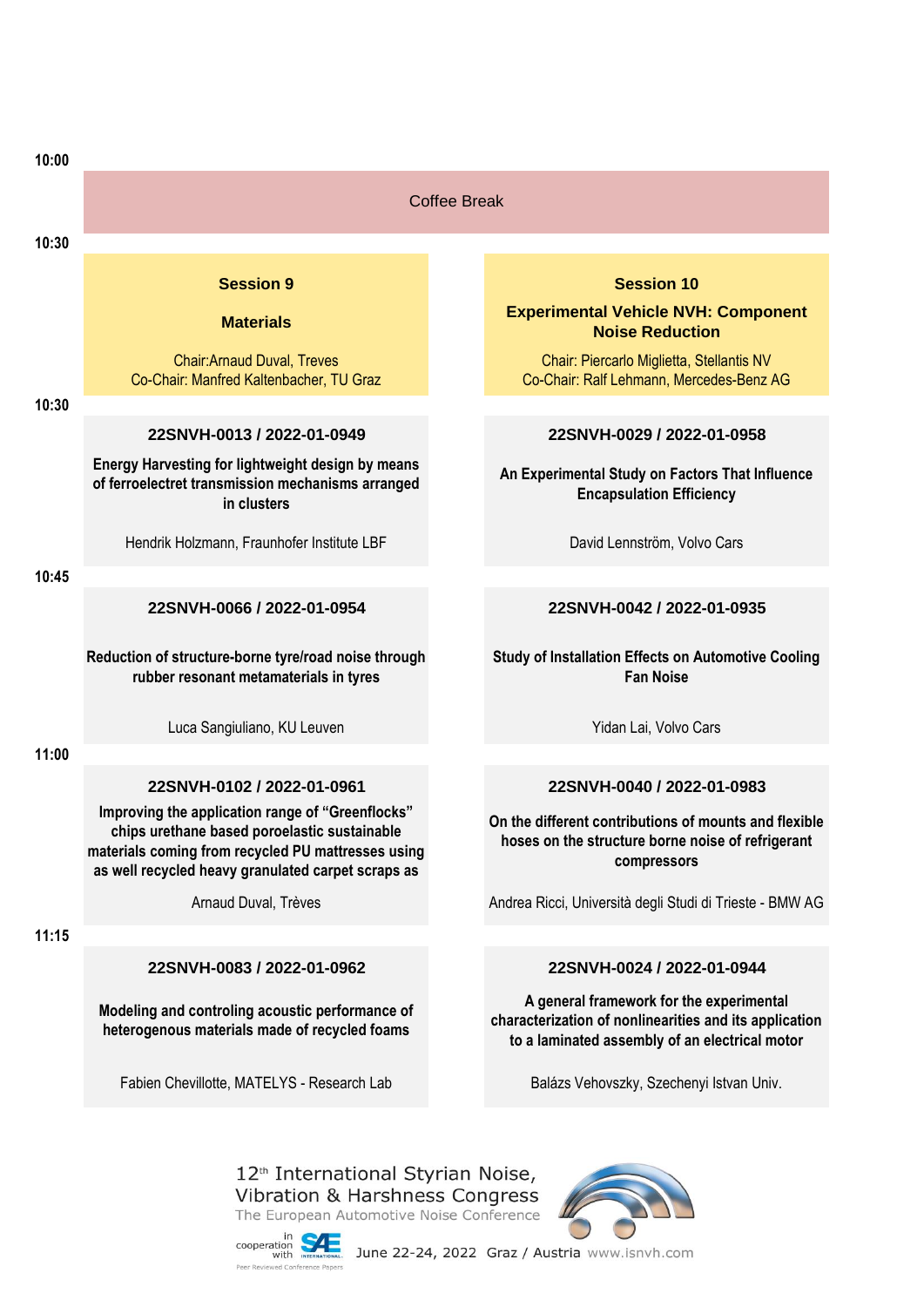| Time | Session 9 | Session 10 |
|---|---|---|
| 10:00 | Coffee Break | |
| 10:30 | **Session 9**<br><br>**Materials**<br><br>Chair:Arnaud Duval, Treves<br>Co-Chair: Manfred Kaltenbacher, TU Graz | **Session 10**<br><br>**Experimental Vehicle NVH: Component Noise Reduction**<br><br>Chair: Piercarlo Miglietta, Stellantis NV<br>Co-Chair: Ralf Lehmann, Mercedes-Benz AG |
| 10:30 | **22SNVH-0013 / 2022-01-0949**<br><br>**Energy Harvesting for lightweight design by means of ferroelectret transmission mechanisms arranged in clusters**<br><br>Hendrik Holzmann, Fraunhofer Institute LBF | **22SNVH-0029 / 2022-01-0958**<br><br>**An Experimental Study on Factors That Influence Encapsulation Efficiency**<br><br>David Lennström, Volvo Cars |
| 10:45 | **22SNVH-0066 / 2022-01-0954**<br><br>**Reduction of structure-borne tyre/road noise through rubber resonant metamaterials in tyres**<br><br>Luca Sangiuliano, KU Leuven | **22SNVH-0042 / 2022-01-0935**<br><br>**Study of Installation Effects on Automotive Cooling Fan Noise**<br><br>Yidan Lai, Volvo Cars |
| 11:00 | **22SNVH-0102 / 2022-01-0961**<br><br>**Improving the application range of "Greenflocks" chips urethane based poroelastic sustainable materials coming from recycled PU mattresses using as well recycled heavy granulated carpet scraps as**<br><br>Arnaud Duval, Trèves | **22SNVH-0040 / 2022-01-0983**<br><br>**On the different contributions of mounts and flexible hoses on the structure borne noise of refrigerant compressors**<br><br>Andrea Ricci, Università degli Studi di Trieste - BMW AG |
| 11:15 | **22SNVH-0083 / 2022-01-0962**<br><br>**Modeling and controling acoustic performance of heterogenous materials made of recycled foams**<br><br>Fabien Chevillotte, MATELYS - Research Lab | **22SNVH-0024 / 2022-01-0944**<br><br>**A general framework for the experimental characterization of nonlinearities and its application to a laminated assembly of an electrical motor**<br><br>Balázs Vehovszky, Szechenyi Istvan Univ. |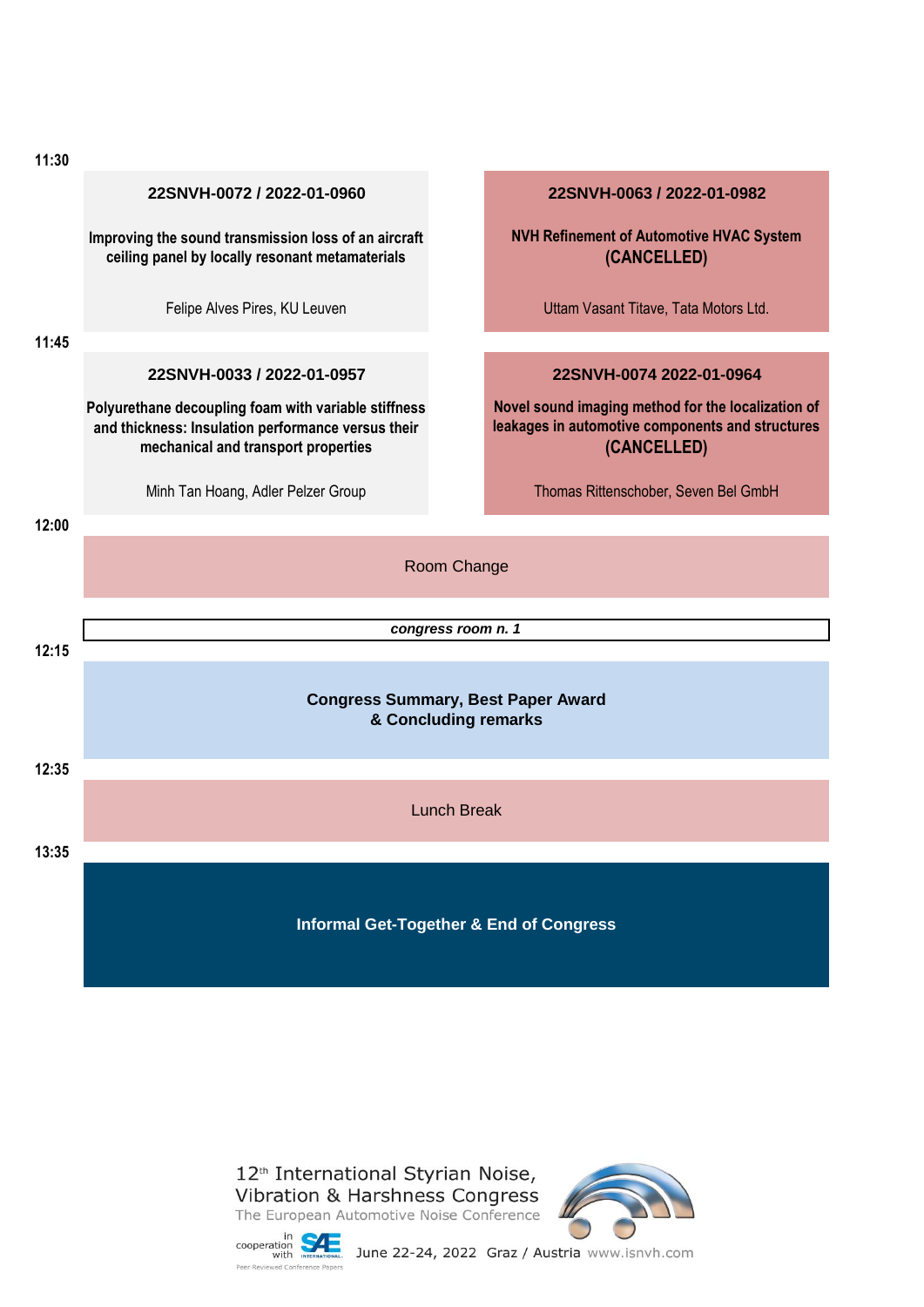| Time | Session A | Session B |
|---|---|---|
| 11:30 | **22SNVH-0072 / 2022-01-0960**<br>**Improving the sound transmission loss of an aircraft ceiling panel by locally resonant metamaterials**<br>Felipe Alves Pires, KU Leuven | **22SNVH-0063 / 2022-01-0982**<br>**NVH Refinement of Automotive HVAC System (CANCELLED)**<br>Uttam Vasant Titave, Tata Motors Ltd. |
| 11:45 | **22SNVH-0033 / 2022-01-0957**<br>**Polyurethane decoupling foam with variable stiffness and thickness: Insulation performance versus their mechanical and transport properties**<br>Minh Tan Hoang, Adler Pelzer Group | **22SNVH-0074 2022-01-0964**<br>**Novel sound imaging method for the localization of leakages in automotive components and structures (CANCELLED)**<br>Thomas Rittenschober, Seven Bel GmbH |
| 12:00 | Room Change | |
| | ***congress room n. 1*** | |
| 12:15 | **Congress Summary, Best Paper Award & Concluding remarks** | |
| 12:35 | Lunch Break | |
| 13:35 | **Informal Get-Together & End of Congress** | |

12th International Styrian Noise, Vibration & Harshness Congress
The European Automotive Noise Conference
in cooperation with SAE International
Peer Reviewed Conference Papers
June 22-24, 2022 Graz / Austria www.isnvh.com